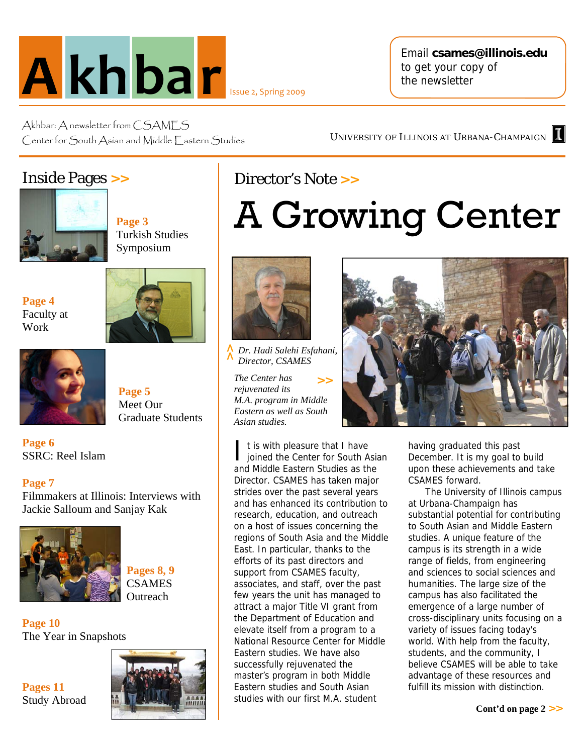# Akhbar

Issue 2, Spring 2009

Email **csames@illinois.edu** to get your copy of the newsletter

Akhbar: A newsletter from CSAMES
Center for South Asian and Middle Eastern Studies

UNIVERSITY OF ILLINOIS AT URBANA-CHAMPAIGN

## Inside Pages >>

**Page 3**
Turkish Studies Symposium

**Page 4**
Faculty at Work

**Page 5**
Meet Our Graduate Students

**Page 6**
SSRC: Reel Islam

**Page 7**
Filmmakers at Illinois: Interviews with Jackie Salloum and Sanjay Kak

**Pages 8, 9**
CSAMES Outreach

**Page 10**
The Year in Snapshots

**Pages 11**
Study Abroad

## Director's Note >>

# A Growing Center

*Dr. Hadi Salehi Esfahani, Director, CSAMES*

*The Center has rejuvenated its M.A. program in Middle Eastern as well as South Asian studies.*

It is with pleasure that I have joined the Center for South Asian and Middle Eastern Studies as the Director. CSAMES has taken major strides over the past several years and has enhanced its contribution to research, education, and outreach on a host of issues concerning the regions of South Asia and the Middle East. In particular, thanks to the efforts of its past directors and support from CSAMES faculty, associates, and staff, over the past few years the unit has managed to attract a major Title VI grant from the Department of Education and elevate itself from a program to a National Resource Center for Middle Eastern studies. We have also successfully rejuvenated the master's program in both Middle Eastern studies and South Asian studies with our first M.A. student having graduated this past December. It is my goal to build upon these achievements and take CSAMES forward.

The University of Illinois campus at Urbana-Champaign has substantial potential for contributing to South Asian and Middle Eastern studies. A unique feature of the campus is its strength in a wide range of fields, from engineering and sciences to social sciences and humanities. The large size of the campus has also facilitated the emergence of a large number of cross-disciplinary units focusing on a variety of issues facing today's world. With help from the faculty, students, and the community, I believe CSAMES will be able to take advantage of these resources and fulfill its mission with distinction.

**Cont'd on page 2 >>**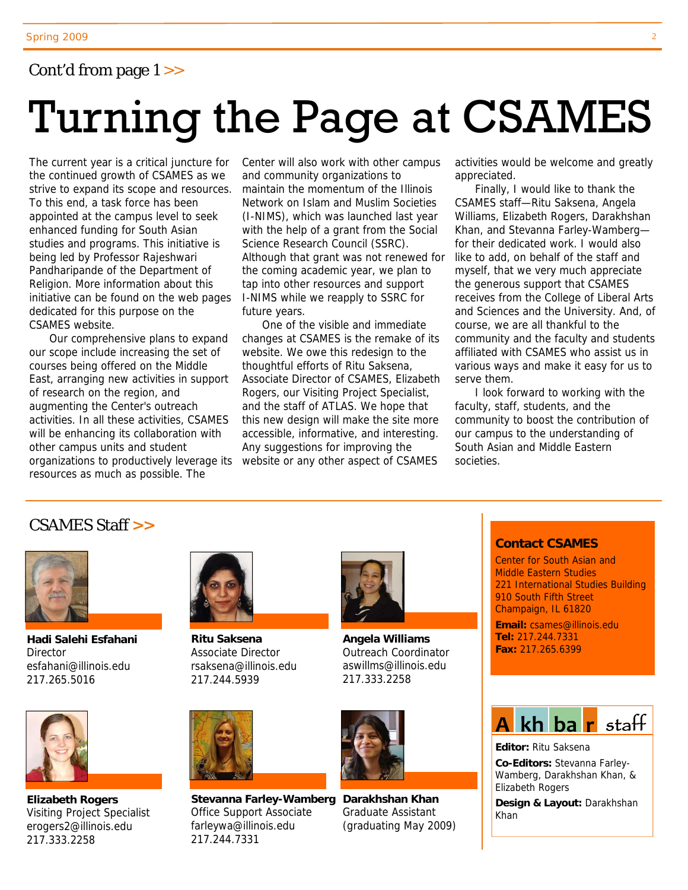Cont'd from page 1 >>

# Turning the Page at CSAMES

The current year is a critical juncture for the continued growth of CSAMES as we strive to expand its scope and resources. To this end, a task force has been appointed at the campus level to seek enhanced funding for South Asian studies and programs. This initiative is being led by Professor Rajeshwari Pandharipande of the Department of Religion. More information about this initiative can be found on the web pages dedicated for this purpose on the CSAMES website.

Our comprehensive plans to expand our scope include increasing the set of courses being offered on the Middle East, arranging new activities in support of research on the region, and augmenting the Center's outreach activities. In all these activities, CSAMES will be enhancing its collaboration with other campus units and student organizations to productively leverage its resources as much as possible. The Center will also work with other campus and community organizations to maintain the momentum of the Illinois Network on Islam and Muslim Societies (I-NIMS), which was launched last year with the help of a grant from the Social Science Research Council (SSRC). Although that grant was not renewed for the coming academic year, we plan to tap into other resources and support I-NIMS while we reapply to SSRC for future years.

One of the visible and immediate changes at CSAMES is the remake of its website. We owe this redesign to the thoughtful efforts of Ritu Saksena, Associate Director of CSAMES, Elizabeth Rogers, our Visiting Project Specialist, and the staff of ATLAS. We hope that this new design will make the site more accessible, informative, and interesting. Any suggestions for improving the website or any other aspect of CSAMES activities would be welcome and greatly appreciated.

Finally, I would like to thank the CSAMES staff—Ritu Saksena, Angela Williams, Elizabeth Rogers, Darakhshan Khan, and Stevanna Farley-Wamberg—for their dedicated work. I would also like to add, on behalf of the staff and myself, that we very much appreciate the generous support that CSAMES receives from the College of Liberal Arts and Sciences and the University. And, of course, we are all thankful to the community and the faculty and students affiliated with CSAMES who assist us in various ways and make it easy for us to serve them.

I look forward to working with the faculty, staff, students, and the community to boost the contribution of our campus to the understanding of South Asian and Middle Eastern societies.

## CSAMES Staff >>

**Hadi Salehi Esfahani**
Director
esfahani@illinois.edu
217.265.5016

**Ritu Saksena**
Associate Director
rsaksena@illinois.edu
217.244.5939

**Angela Williams**
Outreach Coordinator
aswillms@illinois.edu
217.333.2258

**Elizabeth Rogers**
Visiting Project Specialist
erogers2@illinois.edu
217.333.2258

**Stevanna Farley-Wamberg**
Office Support Associate
farleywa@illinois.edu
217.244.7331

**Darakhshan Khan**
Graduate Assistant
(graduating May 2009)

### Contact CSAMES

Center for South Asian and Middle Eastern Studies
221 International Studies Building
910 South Fifth Street
Champaign, IL 61820

**Email:** csames@illinois.edu
**Tel:** 217.244.7331
**Fax:** 217.265.6399

### Akhbar staff

**Editor:** Ritu Saksena

**Co-Editors:** Stevanna Farley-Wamberg, Darakhshan Khan, & Elizabeth Rogers

**Design & Layout:** Darakhshan Khan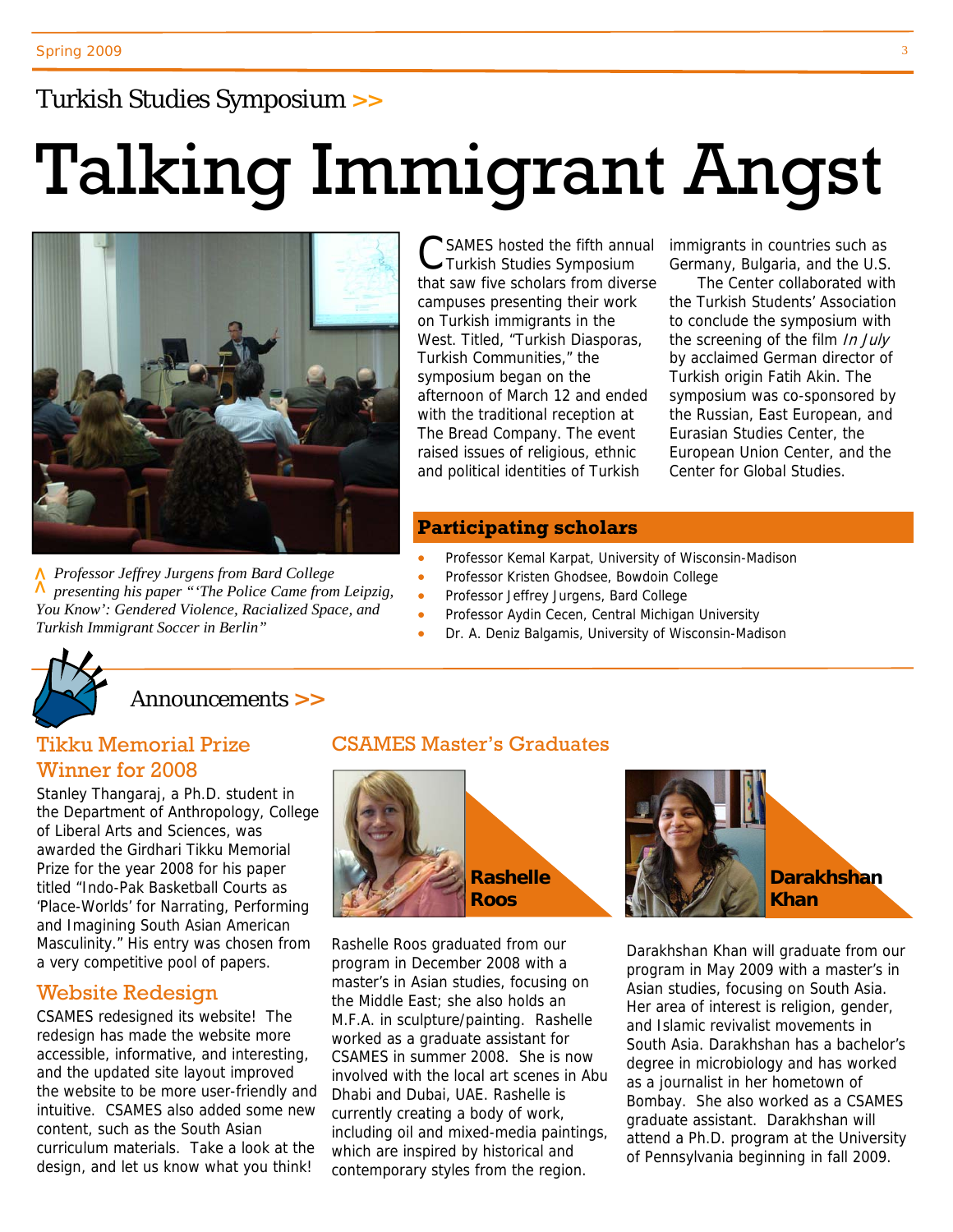## Turkish Studies Symposium >>

# Talking Immigrant Angst

*Professor Jeffrey Jurgens from Bard College presenting his paper "'The Police Came from Leipzig, You Know': Gendered Violence, Racialized Space, and Turkish Immigrant Soccer in Berlin"*

CSAMES hosted the fifth annual Turkish Studies Symposium that saw five scholars from diverse campuses presenting their work on Turkish immigrants in the West. Titled, "Turkish Diasporas, Turkish Communities," the symposium began on the afternoon of March 12 and ended with the traditional reception at The Bread Company. The event raised issues of religious, ethnic and political identities of Turkish immigrants in countries such as Germany, Bulgaria, and the U.S.

The Center collaborated with the Turkish Students' Association to conclude the symposium with the screening of the film *In July* by acclaimed German director of Turkish origin Fatih Akin. The symposium was co-sponsored by the Russian, East European, and Eurasian Studies Center, the European Union Center, and the Center for Global Studies.

### Participating scholars

- Professor Kemal Karpat, University of Wisconsin-Madison
- Professor Kristen Ghodsee, Bowdoin College
- Professor Jeffrey Jurgens, Bard College
- Professor Aydin Cecen, Central Michigan University
- Dr. A. Deniz Balgamis, University of Wisconsin-Madison

## Announcements >>

### Tikku Memorial Prize Winner for 2008

Stanley Thangaraj, a Ph.D. student in the Department of Anthropology, College of Liberal Arts and Sciences, was awarded the Girdhari Tikku Memorial Prize for the year 2008 for his paper titled "Indo-Pak Basketball Courts as 'Place-Worlds' for Narrating, Performing and Imagining South Asian American Masculinity." His entry was chosen from a very competitive pool of papers.

### Website Redesign

CSAMES redesigned its website! The redesign has made the website more accessible, informative, and interesting, and the updated site layout improved the website to be more user-friendly and intuitive. CSAMES also added some new content, such as the South Asian curriculum materials. Take a look at the design, and let us know what you think!

### CSAMES Master's Graduates

**Rashelle Roos**

Rashelle Roos graduated from our program in December 2008 with a master's in Asian studies, focusing on the Middle East; she also holds an M.F.A. in sculpture/painting. Rashelle worked as a graduate assistant for CSAMES in summer 2008. She is now involved with the local art scenes in Abu Dhabi and Dubai, UAE. Rashelle is currently creating a body of work, including oil and mixed-media paintings, which are inspired by historical and contemporary styles from the region.

**Darakhshan Khan**

Darakhshan Khan will graduate from our program in May 2009 with a master's in Asian studies, focusing on South Asia. Her area of interest is religion, gender, and Islamic revivalist movements in South Asia. Darakhshan has a bachelor's degree in microbiology and has worked as a journalist in her hometown of Bombay. She also worked as a CSAMES graduate assistant. Darakhshan will attend a Ph.D. program at the University of Pennsylvania beginning in fall 2009.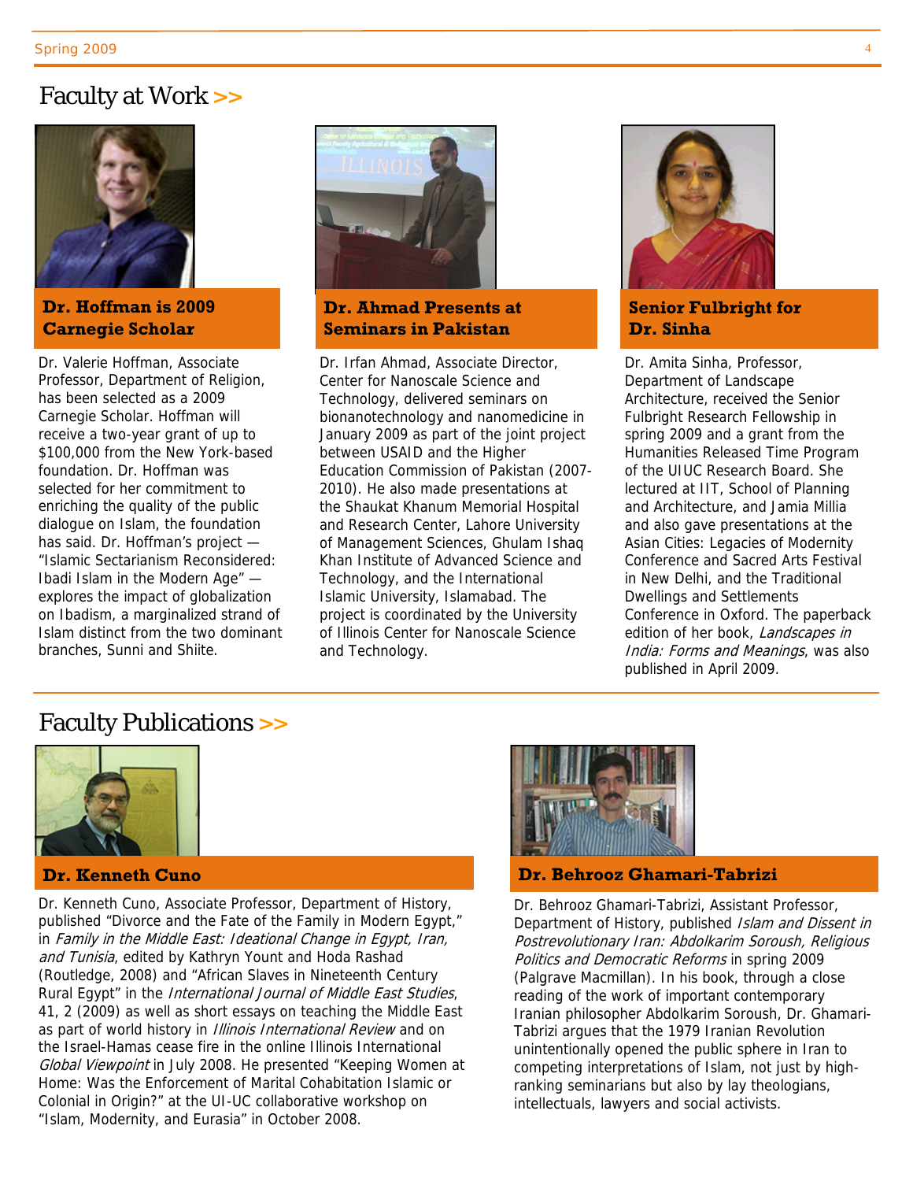## Faculty at Work >>

### Dr. Hoffman is 2009 Carnegie Scholar

Dr. Valerie Hoffman, Associate Professor, Department of Religion, has been selected as a 2009 Carnegie Scholar. Hoffman will receive a two-year grant of up to $100,000 from the New York-based foundation. Dr. Hoffman was selected for her commitment to enriching the quality of the public dialogue on Islam, the foundation has said. Dr. Hoffman's project — "Islamic Sectarianism Reconsidered: Ibadi Islam in the Modern Age" — explores the impact of globalization on Ibadism, a marginalized strand of Islam distinct from the two dominant branches, Sunni and Shiite.

### Dr. Ahmad Presents at Seminars in Pakistan

Dr. Irfan Ahmad, Associate Director, Center for Nanoscale Science and Technology, delivered seminars on bionanotechnology and nanomedicine in January 2009 as part of the joint project between USAID and the Higher Education Commission of Pakistan (2007-2010). He also made presentations at the Shaukat Khanum Memorial Hospital and Research Center, Lahore University of Management Sciences, Ghulam Ishaq Khan Institute of Advanced Science and Technology, and the International Islamic University, Islamabad. The project is coordinated by the University of Illinois Center for Nanoscale Science and Technology.

### Senior Fulbright for Dr. Sinha

Dr. Amita Sinha, Professor, Department of Landscape Architecture, received the Senior Fulbright Research Fellowship in spring 2009 and a grant from the Humanities Released Time Program of the UIUC Research Board. She lectured at IIT, School of Planning and Architecture, and Jamia Millia and also gave presentations at the Asian Cities: Legacies of Modernity Conference and Sacred Arts Festival in New Delhi, and the Traditional Dwellings and Settlements Conference in Oxford. The paperback edition of her book, *Landscapes in India: Forms and Meanings*, was also published in April 2009.

## Faculty Publications >>

### Dr. Kenneth Cuno

Dr. Kenneth Cuno, Associate Professor, Department of History, published "Divorce and the Fate of the Family in Modern Egypt," in *Family in the Middle East: Ideational Change in Egypt, Iran, and Tunisia*, edited by Kathryn Yount and Hoda Rashad (Routledge, 2008) and "African Slaves in Nineteenth Century Rural Egypt" in the *International Journal of Middle East Studies*, 41, 2 (2009) as well as short essays on teaching the Middle East as part of world history in *Illinois International Review* and on the Israel-Hamas cease fire in the online Illinois International *Global Viewpoint* in July 2008. He presented "Keeping Women at Home: Was the Enforcement of Marital Cohabitation Islamic or Colonial in Origin?" at the UI-UC collaborative workshop on "Islam, Modernity, and Eurasia" in October 2008.

### Dr. Behrooz Ghamari-Tabrizi

Dr. Behrooz Ghamari-Tabrizi, Assistant Professor, Department of History, published *Islam and Dissent in Postrevolutionary Iran: Abdolkarim Soroush, Religious Politics and Democratic Reforms* in spring 2009 (Palgrave Macmillan). In his book, through a close reading of the work of important contemporary Iranian philosopher Abdolkarim Soroush, Dr. Ghamari-Tabrizi argues that the 1979 Iranian Revolution unintentionally opened the public sphere in Iran to competing interpretations of Islam, not just by high-ranking seminarians but also by lay theologians, intellectuals, lawyers and social activists.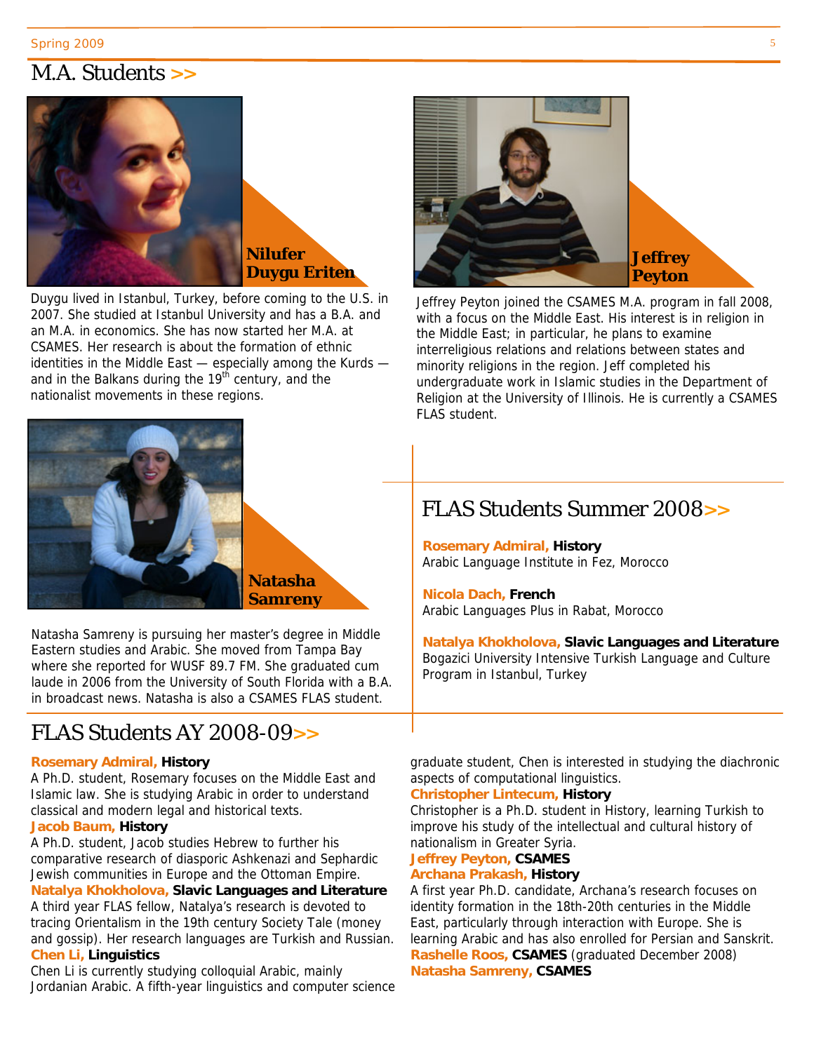# M.A. Students >>

**Nilufer Duygu Eriten**

Duygu lived in Istanbul, Turkey, before coming to the U.S. in 2007. She studied at Istanbul University and has a B.A. and an M.A. in economics. She has now started her M.A. at CSAMES. Her research is about the formation of ethnic identities in the Middle East — especially among the Kurds — and in the Balkans during the 19th century, and the nationalist movements in these regions.

**Jeffrey Peyton**

Jeffrey Peyton joined the CSAMES M.A. program in fall 2008, with a focus on the Middle East. His interest is in religion in the Middle East; in particular, he plans to examine interreligious relations and relations between states and minority religions in the region. Jeff completed his undergraduate work in Islamic studies in the Department of Religion at the University of Illinois. He is currently a CSAMES FLAS student.

**Natasha Samreny**

Natasha Samreny is pursuing her master's degree in Middle Eastern studies and Arabic. She moved from Tampa Bay where she reported for WUSF 89.7 FM. She graduated cum laude in 2006 from the University of South Florida with a B.A. in broadcast news. Natasha is also a CSAMES FLAS student.

# FLAS Students Summer 2008>>

**Rosemary Admiral, History**
Arabic Language Institute in Fez, Morocco

**Nicola Dach, French**
Arabic Languages Plus in Rabat, Morocco

**Natalya Khokholova, Slavic Languages and Literature**
Bogazici University Intensive Turkish Language and Culture Program in Istanbul, Turkey

# FLAS Students AY 2008-09>>

**Rosemary Admiral, History**
A Ph.D. student, Rosemary focuses on the Middle East and Islamic law. She is studying Arabic in order to understand classical and modern legal and historical texts.

**Jacob Baum, History**
A Ph.D. student, Jacob studies Hebrew to further his comparative research of diasporic Ashkenazi and Sephardic Jewish communities in Europe and the Ottoman Empire.

**Natalya Khokholova, Slavic Languages and Literature**
A third year FLAS fellow, Natalya's research is devoted to tracing Orientalism in the 19th century Society Tale (money and gossip). Her research languages are Turkish and Russian.

**Chen Li, Linguistics**
Chen Li is currently studying colloquial Arabic, mainly Jordanian Arabic. A fifth-year linguistics and computer science graduate student, Chen is interested in studying the diachronic aspects of computational linguistics.

**Christopher Lintecum, History**
Christopher is a Ph.D. student in History, learning Turkish to improve his study of the intellectual and cultural history of nationalism in Greater Syria.

**Jeffrey Peyton, CSAMES**

**Archana Prakash, History**
A first year Ph.D. candidate, Archana's research focuses on identity formation in the 18th-20th centuries in the Middle East, particularly through interaction with Europe. She is learning Arabic and has also enrolled for Persian and Sanskrit.

**Rashelle Roos, CSAMES** (graduated December 2008)

**Natasha Samreny, CSAMES**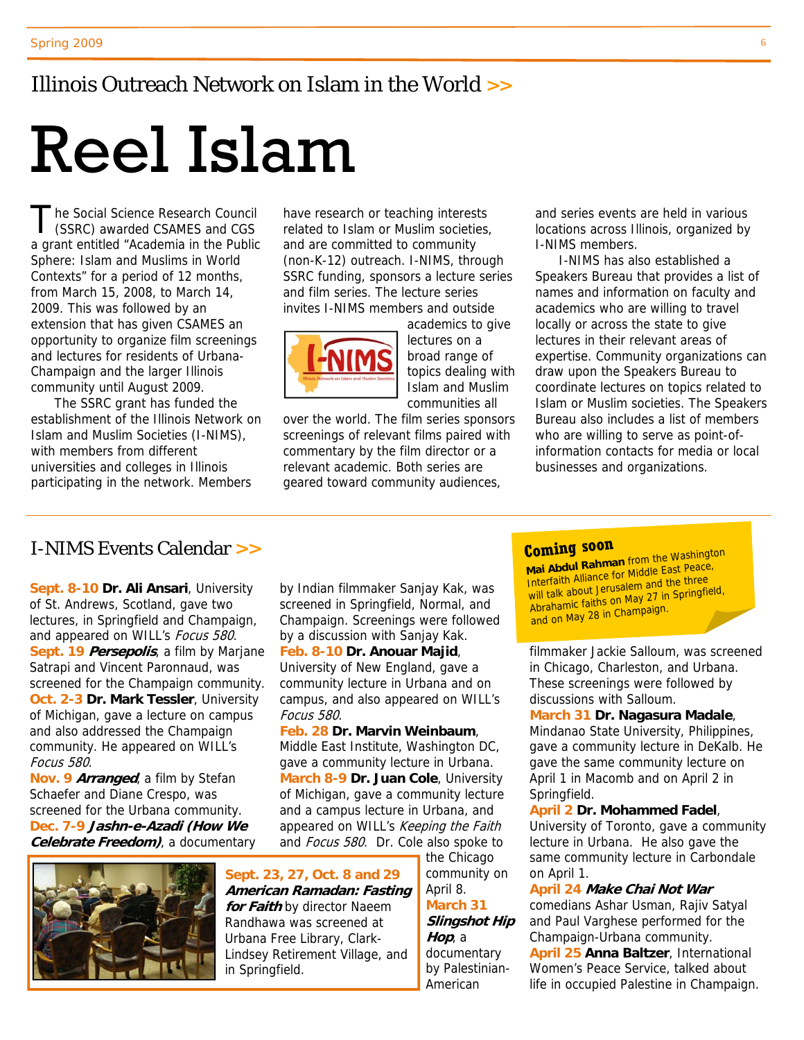## Illinois Outreach Network on Islam in the World >>

# Reel Islam

The Social Science Research Council (SSRC) awarded CSAMES and CGS a grant entitled "Academia in the Public Sphere: Islam and Muslims in World Contexts" for a period of 12 months, from March 15, 2008, to March 14, 2009. This was followed by an extension that has given CSAMES an opportunity to organize film screenings and lectures for residents of Urbana-Champaign and the larger Illinois community until August 2009.

The SSRC grant has funded the establishment of the Illinois Network on Islam and Muslim Societies (I-NIMS), with members from different universities and colleges in Illinois participating in the network. Members have research or teaching interests related to Islam or Muslim societies, and are committed to community (non-K-12) outreach. I-NIMS, through SSRC funding, sponsors a lecture series and film series. The lecture series invites I-NIMS members and outside academics to give lectures on a broad range of topics dealing with Islam and Muslim communities all over the world. The film series sponsors screenings of relevant films paired with commentary by the film director or a relevant academic. Both series are geared toward community audiences, and series events are held in various locations across Illinois, organized by I-NIMS members.

I-NIMS has also established a Speakers Bureau that provides a list of names and information on faculty and academics who are willing to travel locally or across the state to give lectures in their relevant areas of expertise. Community organizations can draw upon the Speakers Bureau to coordinate lectures on topics related to Islam or Muslim societies. The Speakers Bureau also includes a list of members who are willing to serve as point-of-information contacts for media or local businesses and organizations.

## I-NIMS Events Calendar >>

**Sept. 8-10 Dr. Ali Ansari**, University of St. Andrews, Scotland, gave two lectures, in Springfield and Champaign, and appeared on WILL's *Focus 580*.

**Sept. 19 *Persepolis***, a film by Marjane Satrapi and Vincent Paronnaud, was screened for the Champaign community.

**Oct. 2-3 Dr. Mark Tessler**, University of Michigan, gave a lecture on campus and also addressed the Champaign community. He appeared on WILL's *Focus 580*.

**Nov. 9 *Arranged***, a film by Stefan Schaefer and Diane Crespo, was screened for the Urbana community.

**Dec. 7-9 *Jashn-e-Azadi (How We Celebrate Freedom)***, a documentary by Indian filmmaker Sanjay Kak, was screened in Springfield, Normal, and Champaign. Screenings were followed by a discussion with Sanjay Kak.

**Feb. 8-10 Dr. Anouar Majid**, University of New England, gave a community lecture in Urbana and on campus, and also appeared on WILL's *Focus 580*.

**Feb. 28 Dr. Marvin Weinbaum**, Middle East Institute, Washington DC, gave a community lecture in Urbana.

**March 8-9 Dr. Juan Cole**, University of Michigan, gave a community lecture and a campus lecture in Urbana, and appeared on WILL's *Keeping the Faith* and *Focus 580*. Dr. Cole also spoke to the Chicago community on April 8.

**March 31 *Slingshot Hip Hop***, a documentary by Palestinian-American filmmaker Jackie Salloum, was screened in Chicago, Charleston, and Urbana. These screenings were followed by discussions with Salloum.

**March 31 Dr. Nagasura Madale**, Mindanao State University, Philippines, gave a community lecture in DeKalb. He gave the same community lecture on April 1 in Macomb and on April 2 in Springfield.

**April 2 Dr. Mohammed Fadel**, University of Toronto, gave a community lecture in Urbana. He also gave the same community lecture in Carbondale on April 1.

**April 24 *Make Chai Not War*** comedians Ashar Usman, Rajiv Satyal and Paul Varghese performed for the Champaign-Urbana community.

**April 25 Anna Baltzer**, International Women's Peace Service, talked about life in occupied Palestine in Champaign.

**Sept. 23, 27, Oct. 8 and 29 *American Ramadan: Fasting for Faith*** by director Naeem Randhawa was screened at Urbana Free Library, Clark-Lindsey Retirement Village, and in Springfield.

**Coming soon**

**Mai Abdul Rahman** from the Washington Interfaith Alliance for Middle East Peace, will talk about Jerusalem and the three Abrahamic faiths on May 27 in Springfield, and on May 28 in Champaign.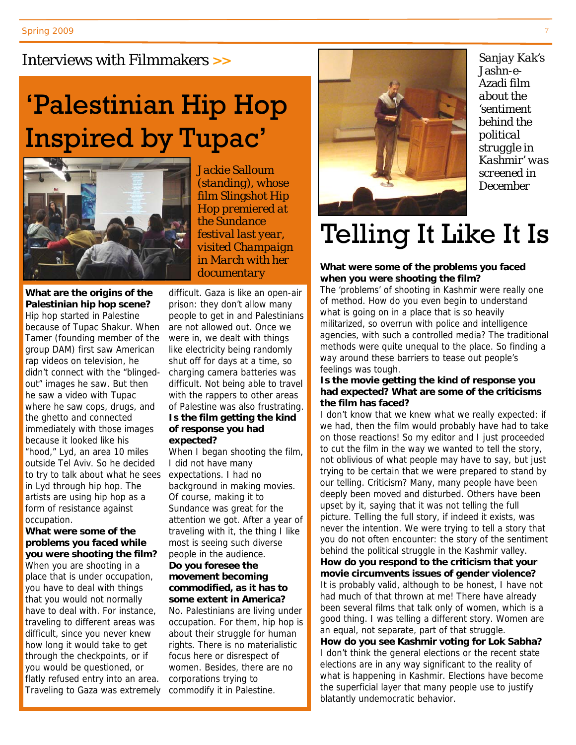Interviews with Filmmakers >>

# 'Palestinian Hip Hop Inspired by Tupac'

*Jackie Salloum (standing), whose film Slingshot Hip Hop premiered at the Sundance festival last year, visited Champaign in March with her documentary*

**What are the origins of the Palestinian hip hop scene?**
Hip hop started in Palestine because of Tupac Shakur. When Tamer (founding member of the group DAM) first saw American rap videos on television, he didn't connect with the "blinged-out" images he saw. But then he saw a video with Tupac where he saw cops, drugs, and the ghetto and connected immediately with those images because it looked like his "hood," Lyd, an area 10 miles outside Tel Aviv. So he decided to try to talk about what he sees in Lyd through hip hop. The artists are using hip hop as a form of resistance against occupation.

**What were some of the problems you faced while you were shooting the film?**
When you are shooting in a place that is under occupation, you have to deal with things that you would not normally have to deal with. For instance, traveling to different areas was difficult, since you never knew how long it would take to get through the checkpoints, or if you would be questioned, or flatly refused entry into an area. Traveling to Gaza was extremely difficult. Gaza is like an open-air prison: they don't allow many people to get in and Palestinians are not allowed out. Once we were in, we dealt with things like electricity being randomly shut off for days at a time, so charging camera batteries was difficult. Not being able to travel with the rappers to other areas of Palestine was also frustrating.

**Is the film getting the kind of response you had expected?**
When I began shooting the film, I did not have many expectations. I had no background in making movies. Of course, making it to Sundance was great for the attention we got. After a year of traveling with it, the thing I like most is seeing such diverse people in the audience.

**Do you foresee the movement becoming commodified, as it has to some extent in America?**
No. Palestinians are living under occupation. For them, hip hop is about their struggle for human rights. There is no materialistic focus here or disrespect of women. Besides, there are no corporations trying to commodify it in Palestine.

*Sanjay Kak's Jashn-e-Azadi film about the 'sentiment behind the political struggle in Kashmir' was screened in December*

# Telling It Like It Is

**What were some of the problems you faced when you were shooting the film?**
The 'problems' of shooting in Kashmir were really one of method. How do you even begin to understand what is going on in a place that is so heavily militarized, so overrun with police and intelligence agencies, with such a controlled media? The traditional methods were quite unequal to the place. So finding a way around these barriers to tease out people's feelings was tough.

**Is the movie getting the kind of response you had expected? What are some of the criticisms the film has faced?**
I don't know that we knew what we really expected: if we had, then the film would probably have had to take on those reactions! So my editor and I just proceeded to cut the film in the way we wanted to tell the story, not oblivious of what people may have to say, but just trying to be certain that we were prepared to stand by our telling. Criticism? Many, many people have been deeply been moved and disturbed. Others have been upset by it, saying that it was not telling the full picture. Telling the full story, if indeed it exists, was never the intention. We were trying to tell a story that you do not often encounter: the story of the sentiment behind the political struggle in the Kashmir valley.

**How do you respond to the criticism that your movie circumvents issues of gender violence?**
It is probably valid, although to be honest, I have not had much of that thrown at me! There have already been several films that talk only of women, which is a good thing. I was telling a different story. Women are an equal, not separate, part of that struggle.

**How do you see Kashmir voting for Lok Sabha?**
I don't think the general elections or the recent state elections are in any way significant to the reality of what is happening in Kashmir. Elections have become the superficial layer that many people use to justify blatantly undemocratic behavior.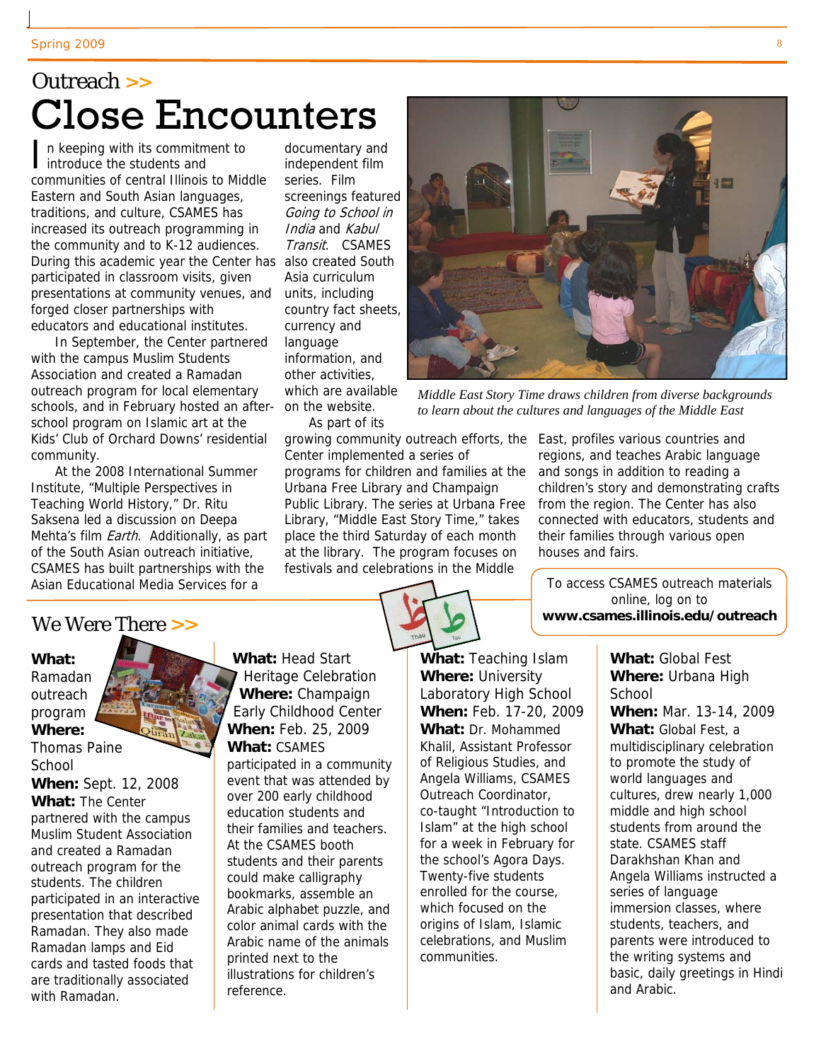## Outreach >>

# Close Encounters

In keeping with its commitment to introduce the students and communities of central Illinois to Middle Eastern and South Asian languages, traditions, and culture, CSAMES has increased its outreach programming in the community and to K-12 audiences. During this academic year the Center has participated in classroom visits, given presentations at community venues, and forged closer partnerships with educators and educational institutes.

In September, the Center partnered with the campus Muslim Students Association and created a Ramadan outreach program for local elementary schools, and in February hosted an after-school program on Islamic art at the Kids' Club of Orchard Downs' residential community.

At the 2008 International Summer Institute, "Multiple Perspectives in Teaching World History," Dr. Ritu Saksena led a discussion on Deepa Mehta's film *Earth*. Additionally, as part of the South Asian outreach initiative, CSAMES has built partnerships with the Asian Educational Media Services for a documentary and independent film series. Film screenings featured *Going to School in India* and *Kabul Transit*. CSAMES also created South Asia curriculum units, including country fact sheets, currency and language information, and other activities, which are available on the website.

As part of its growing community outreach efforts, the Center implemented a series of programs for children and families at the Urbana Free Library and Champaign Public Library. The series at Urbana Free Library, "Middle East Story Time," takes place the third Saturday of each month at the library. The program focuses on festivals and celebrations in the Middle East, profiles various countries and regions, and teaches Arabic language and songs in addition to reading a children's story and demonstrating crafts from the region. The Center has also connected with educators, students and their families through various open houses and fairs.

*Middle East Story Time draws children from diverse backgrounds to learn about the cultures and languages of the Middle East*

To access CSAMES outreach materials online, log on to **www.csames.illinois.edu/outreach**

## We Were There >>

**What:** Ramadan outreach program
**Where:** Thomas Paine School
**When:** Sept. 12, 2008
**What:** The Center partnered with the campus Muslim Student Association and created a Ramadan outreach program for the students. The children participated in an interactive presentation that described Ramadan. They also made Ramadan lamps and Eid cards and tasted foods that are traditionally associated with Ramadan.

**What:** Head Start Heritage Celebration
**Where:** Champaign Early Childhood Center
**When:** Feb. 25, 2009
**What:** CSAMES participated in a community event that was attended by over 200 early childhood education students and their families and teachers. At the CSAMES booth students and their parents could make calligraphy bookmarks, assemble an Arabic alphabet puzzle, and color animal cards with the Arabic name of the animals printed next to the illustrations for children's reference.

**What:** Teaching Islam
**Where:** University Laboratory High School
**When:** Feb. 17-20, 2009
**What:** Dr. Mohammed Khalil, Assistant Professor of Religious Studies, and Angela Williams, CSAMES Outreach Coordinator, co-taught "Introduction to Islam" at the high school for a week in February for the school's Agora Days. Twenty-five students enrolled for the course, which focused on the origins of Islam, Islamic celebrations, and Muslim communities.

**What:** Global Fest
**Where:** Urbana High School
**When:** Mar. 13-14, 2009
**What:** Global Fest, a multidisciplinary celebration to promote the study of world languages and cultures, drew nearly 1,000 middle and high school students from around the state. CSAMES staff Darakhshan Khan and Angela Williams instructed a series of language immersion classes, where students, teachers, and parents were introduced to the writing systems and basic, daily greetings in Hindi and Arabic.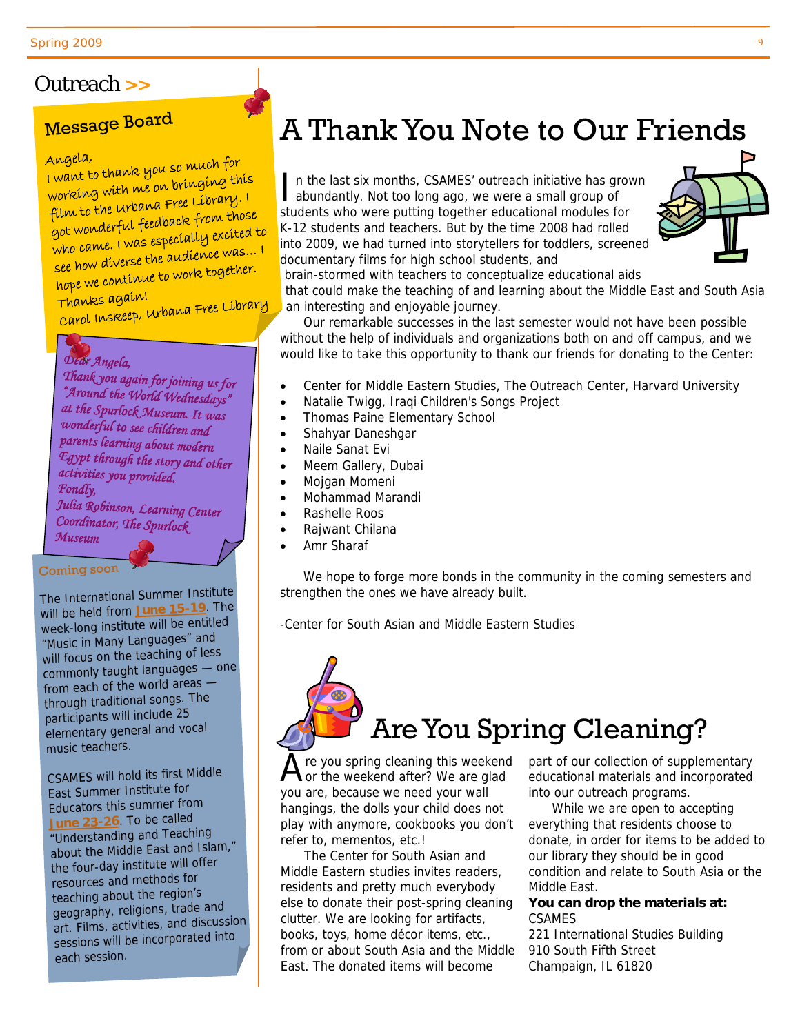## Outreach >>

### Message Board

Angela,
I want to thank you so much for working with me on bringing this film to the Urbana Free Library. I got wonderful feedback from those who came. I was especially excited to see how diverse the audience was… I hope we continue to work together.
Thanks again!
Carol Inskeep, Urbana Free Library

Dear Angela,
Thank you again for joining us for "Around the World Wednesdays" at the Spurlock Museum. It was wonderful to see children and parents learning about modern Egypt through the story and other activities you provided.
Fondly,
Julia Robinson, Learning Center Coordinator, The Spurlock Museum

### Coming soon

The International Summer Institute will be held from **June 15-19**. The week-long institute will be entitled "Music in Many Languages" and will focus on the teaching of less commonly taught languages — one from each of the world areas — through traditional songs. The participants will include 25 elementary general and vocal music teachers.

CSAMES will hold its first Middle East Summer Institute for Educators this summer from **June 23-26**. To be called "Understanding and Teaching about the Middle East and Islam," the four-day institute will offer resources and methods for teaching about the region's geography, religions, trade and art. Films, activities, and discussion sessions will be incorporated into each session.

# A Thank You Note to Our Friends

In the last six months, CSAMES' outreach initiative has grown abundantly. Not too long ago, we were a small group of students who were putting together educational modules for K-12 students and teachers. But by the time 2008 had rolled into 2009, we had turned into storytellers for toddlers, screened documentary films for high school students, and brain-stormed with teachers to conceptualize educational aids that could make the teaching of and learning about the Middle East and South Asia an interesting and enjoyable journey.

Our remarkable successes in the last semester would not have been possible without the help of individuals and organizations both on and off campus, and we would like to take this opportunity to thank our friends for donating to the Center:

- Center for Middle Eastern Studies, The Outreach Center, Harvard University
- Natalie Twigg, Iraqi Children's Songs Project
- Thomas Paine Elementary School
- Shahyar Daneshgar
- Naile Sanat Evi
- Meem Gallery, Dubai
- Mojgan Momeni
- Mohammad Marandi
- Rashelle Roos
- Rajwant Chilana
- Amr Sharaf

We hope to forge more bonds in the community in the coming semesters and strengthen the ones we have already built.

-Center for South Asian and Middle Eastern Studies

# Are You Spring Cleaning?

Are you spring cleaning this weekend or the weekend after? We are glad you are, because we need your wall hangings, the dolls your child does not play with anymore, cookbooks you don't refer to, mementos, etc.!

The Center for South Asian and Middle Eastern studies invites readers, residents and pretty much everybody else to donate their post-spring cleaning clutter. We are looking for artifacts, books, toys, home décor items, etc., from or about South Asia and the Middle East. The donated items will become part of our collection of supplementary educational materials and incorporated into our outreach programs.

While we are open to accepting everything that residents choose to donate, in order for items to be added to our library they should be in good condition and relate to South Asia or the Middle East.

**You can drop the materials at:**
CSAMES
221 International Studies Building
910 South Fifth Street
Champaign, IL 61820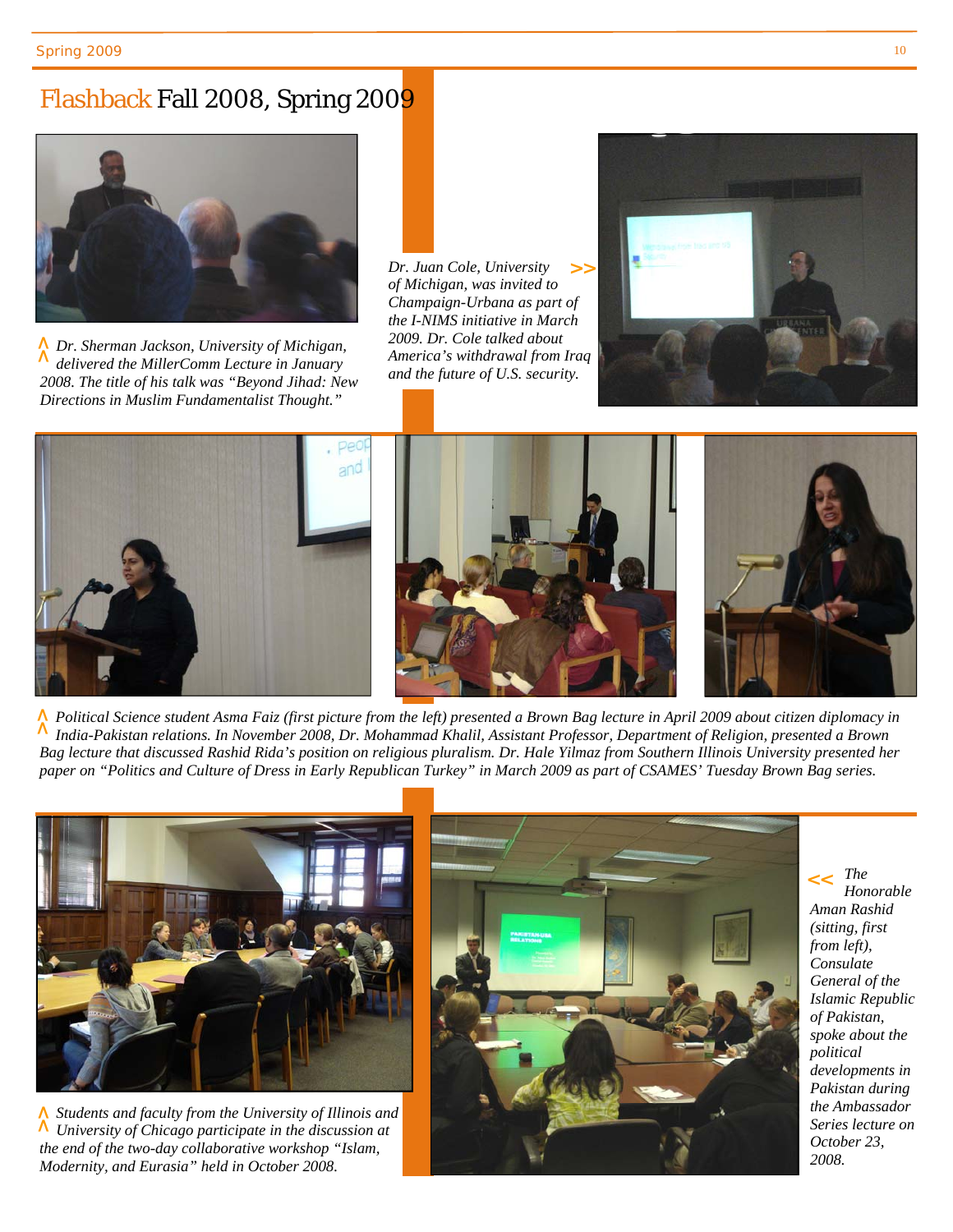# Flashback Fall 2008, Spring 2009

Dr. Sherman Jackson, University of Michigan, delivered the MillerComm Lecture in January 2008. The title of his talk was "Beyond Jihad: New Directions in Muslim Fundamentalist Thought."

Dr. Juan Cole, University of Michigan, was invited to Champaign-Urbana as part of the I-NIMS initiative in March 2009. Dr. Cole talked about America's withdrawal from Iraq and the future of U.S. security.

Political Science student Asma Faiz (first picture from the left) presented a Brown Bag lecture in April 2009 about citizen diplomacy in India-Pakistan relations. In November 2008, Dr. Mohammad Khalil, Assistant Professor, Department of Religion, presented a Brown Bag lecture that discussed Rashid Rida's position on religious pluralism. Dr. Hale Yilmaz from Southern Illinois University presented her paper on "Politics and Culture of Dress in Early Republican Turkey" in March 2009 as part of CSAMES' Tuesday Brown Bag series.

Students and faculty from the University of Illinois and University of Chicago participate in the discussion at the end of the two-day collaborative workshop "Islam, Modernity, and Eurasia" held in October 2008.

The Honorable Aman Rashid (sitting, first from left), Consulate General of the Islamic Republic of Pakistan, spoke about the political developments in Pakistan during the Ambassador Series lecture on October 23, 2008.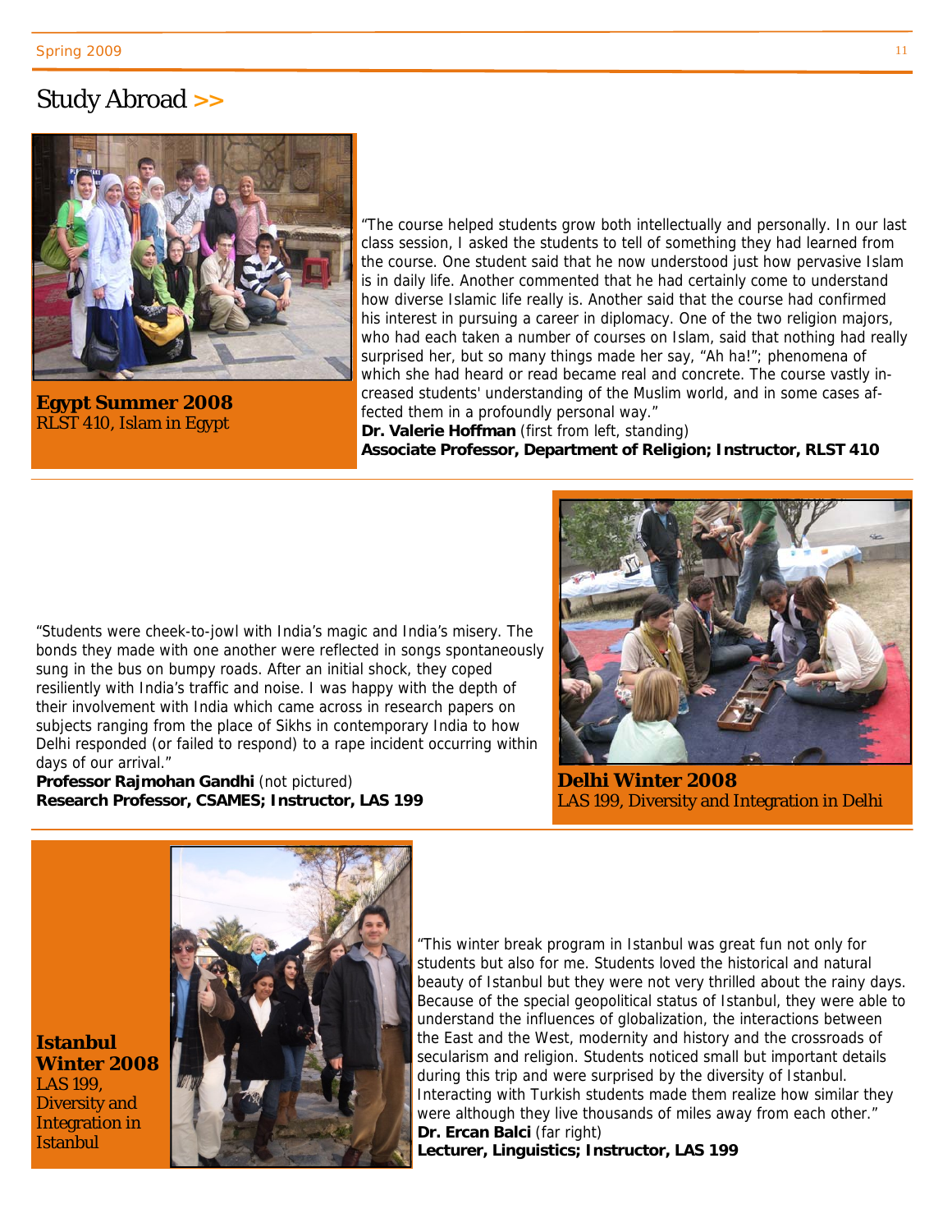# Study Abroad >>

**Egypt Summer 2008**
RLST 410, Islam in Egypt

"The course helped students grow both intellectually and personally. In our last class session, I asked the students to tell of something they had learned from the course. One student said that he now understood just how pervasive Islam is in daily life. Another commented that he had certainly come to understand how diverse Islamic life really is. Another said that the course had confirmed his interest in pursuing a career in diplomacy. One of the two religion majors, who had each taken a number of courses on Islam, said that nothing had really surprised her, but so many things made her say, "Ah ha!"; phenomena of which she had heard or read became real and concrete. The course vastly increased students' understanding of the Muslim world, and in some cases affected them in a profoundly personal way."

**Dr. Valerie Hoffman** (first from left, standing)
**Associate Professor, Department of Religion; Instructor, RLST 410**

---

"Students were cheek-to-jowl with India's magic and India's misery. The bonds they made with one another were reflected in songs spontaneously sung in the bus on bumpy roads. After an initial shock, they coped resiliently with India's traffic and noise. I was happy with the depth of their involvement with India which came across in research papers on subjects ranging from the place of Sikhs in contemporary India to how Delhi responded (or failed to respond) to a rape incident occurring within days of our arrival."

**Professor Rajmohan Gandhi** (not pictured)
**Research Professor, CSAMES; Instructor, LAS 199**

**Delhi Winter 2008**
LAS 199, Diversity and Integration in Delhi

---

**Istanbul Winter 2008**
LAS 199, Diversity and Integration in Istanbul

"This winter break program in Istanbul was great fun not only for students but also for me. Students loved the historical and natural beauty of Istanbul but they were not very thrilled about the rainy days. Because of the special geopolitical status of Istanbul, they were able to understand the influences of globalization, the interactions between the East and the West, modernity and history and the crossroads of secularism and religion. Students noticed small but important details during this trip and were surprised by the diversity of Istanbul. Interacting with Turkish students made them realize how similar they were although they live thousands of miles away from each other."

**Dr. Ercan Balci** (far right)
**Lecturer, Linguistics; Instructor, LAS 199**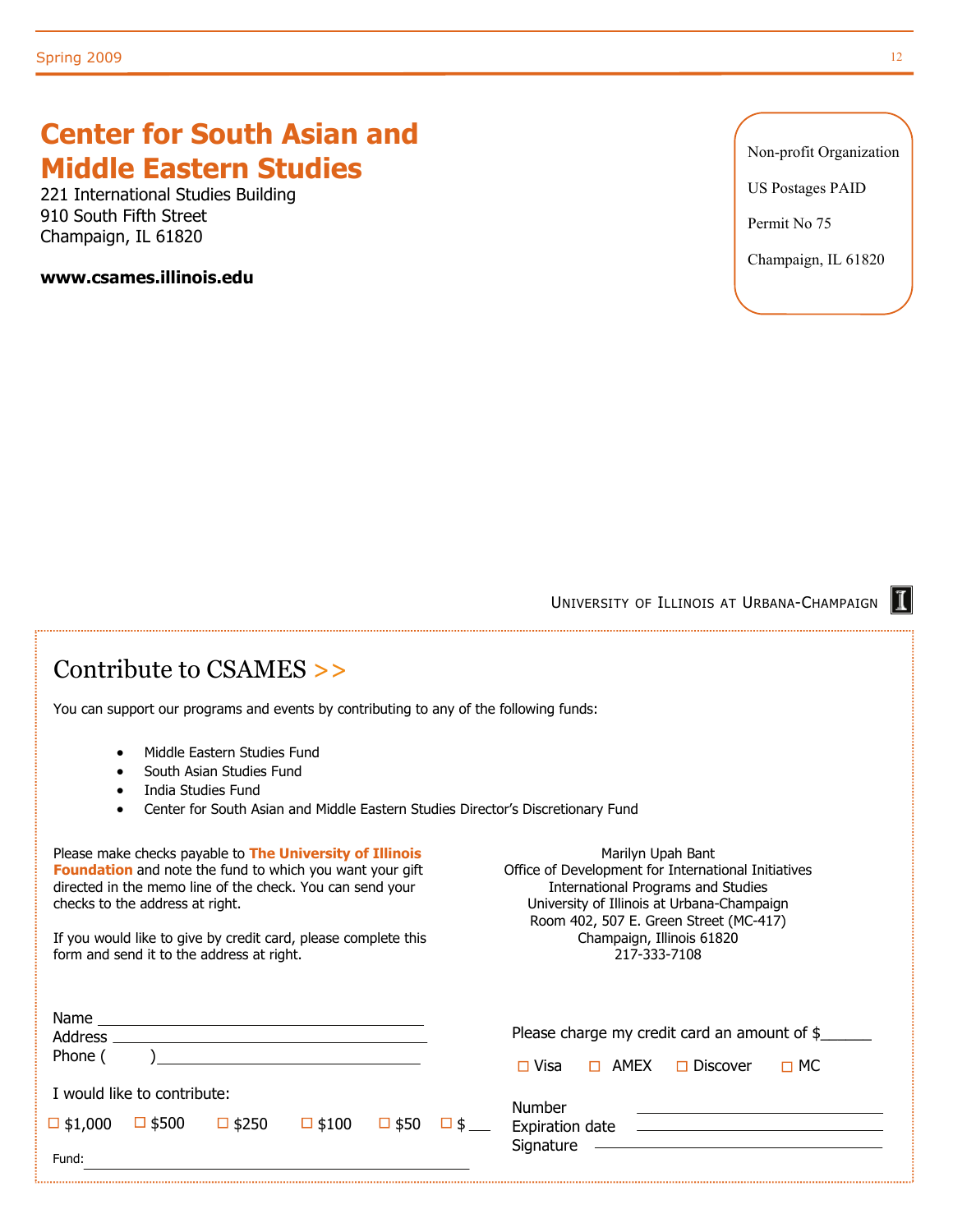# Center for South Asian and Middle Eastern Studies

221 International Studies Building
910 South Fifth Street
Champaign, IL 61820

**www.csames.illinois.edu**

Non-profit Organization

US Postages PAID

Permit No 75

Champaign, IL 61820

UNIVERSITY OF ILLINOIS AT URBANA-CHAMPAIGN

## Contribute to CSAMES >>

You can support our programs and events by contributing to any of the following funds:

- Middle Eastern Studies Fund
- South Asian Studies Fund
- India Studies Fund
- Center for South Asian and Middle Eastern Studies Director's Discretionary Fund

Please make checks payable to **The University of Illinois Foundation** and note the fund to which you want your gift directed in the memo line of the check. You can send your checks to the address at right.

If you would like to give by credit card, please complete this form and send it to the address at right.

Marilyn Upah Bant
Office of Development for International Initiatives
International Programs and Studies
University of Illinois at Urbana-Champaign
Room 402, 507 E. Green Street (MC-417)
Champaign, Illinois 61820
217-333-7108

Name ______________________________
Address ______________________________
Phone ( ) ______________________________

I would like to contribute:

☐ $1,000 ☐ $500 ☐ $250 ☐ $100 ☐ $50 ☐ $ ___

Fund: ______________________________

Please charge my credit card an amount of $______

☐ Visa ☐ AMEX ☐ Discover ☐ MC

Number ______________________________
Expiration date ______________________________
Signature ______________________________